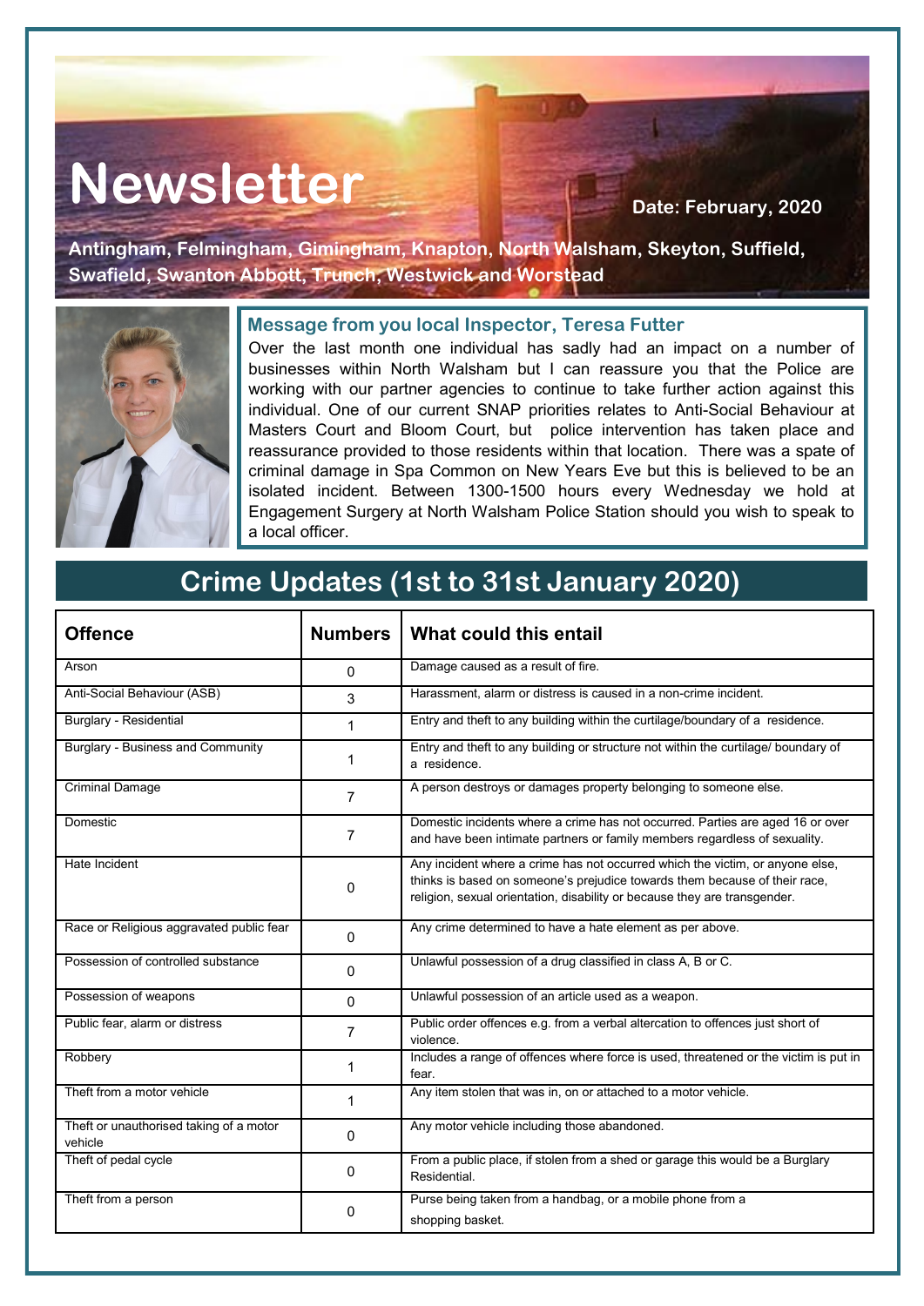# Newsletter

**Date: February, 2020**

**Antingham, Felmingham, Gimingham, Knapton, North Walsham, Skeyton, Suffield, Swafield, Swanton Abbott, Trunch, Westwick and Worstead**

### Message from you local Inspector, Teresa Futter

Over the last month one individual has sadly had an impact on a number of businesses within North Walsham but I can reassure you that the Police are working with our partner agencies to continue to take further action against this individual. One of our current SNAP priorities relates to Anti-Social Behaviour at Masters Court and Bloom Court, but police intervention has taken place and reassurance provided to those residents within that location. There was a spate of criminal damage in Spa Common on New Years Eve but this is believed to be an isolated incident. Between 1300-1500 hours every Wednesday we hold at Engagement Surgery at North Walsham Police Station should you wish to speak to a local officer.

## Crime Updates (1st to 31st January 2020)

| Offence | Numbers | What could this entail |
|---|---|---|
| Arson | 0 | Damage caused as a result of fire. |
| Anti-Social Behaviour (ASB) | 3 | Harassment, alarm or distress is caused in a non-crime incident. |
| Burglary - Residential | 1 | Entry and theft to any building within the curtilage/boundary of a residence. |
| Burglary - Business and Community | 1 | Entry and theft to any building or structure not within the curtilage/ boundary of a residence. |
| Criminal Damage | 7 | A person destroys or damages property belonging to someone else. |
| Domestic | 7 | Domestic incidents where a crime has not occurred. Parties are aged 16 or over and have been intimate partners or family members regardless of sexuality. |
| Hate Incident | 0 | Any incident where a crime has not occurred which the victim, or anyone else, thinks is based on someone's prejudice towards them because of their race, religion, sexual orientation, disability or because they are transgender. |
| Race or Religious aggravated public fear | 0 | Any crime determined to have a hate element as per above. |
| Possession of controlled substance | 0 | Unlawful possession of a drug classified in class A, B or C. |
| Possession of weapons | 0 | Unlawful possession of an article used as a weapon. |
| Public fear, alarm or distress | 7 | Public order offences e.g. from a verbal altercation to offences just short of violence. |
| Robbery | 1 | Includes a range of offences where force is used, threatened or the victim is put in fear. |
| Theft from a motor vehicle | 1 | Any item stolen that was in, on or attached to a motor vehicle. |
| Theft or unauthorised taking of a motor vehicle | 0 | Any motor vehicle including those abandoned. |
| Theft of pedal cycle | 0 | From a public place, if stolen from a shed or garage this would be a Burglary Residential. |
| Theft from a person | 0 | Purse being taken from a handbag, or a mobile phone from a shopping basket. |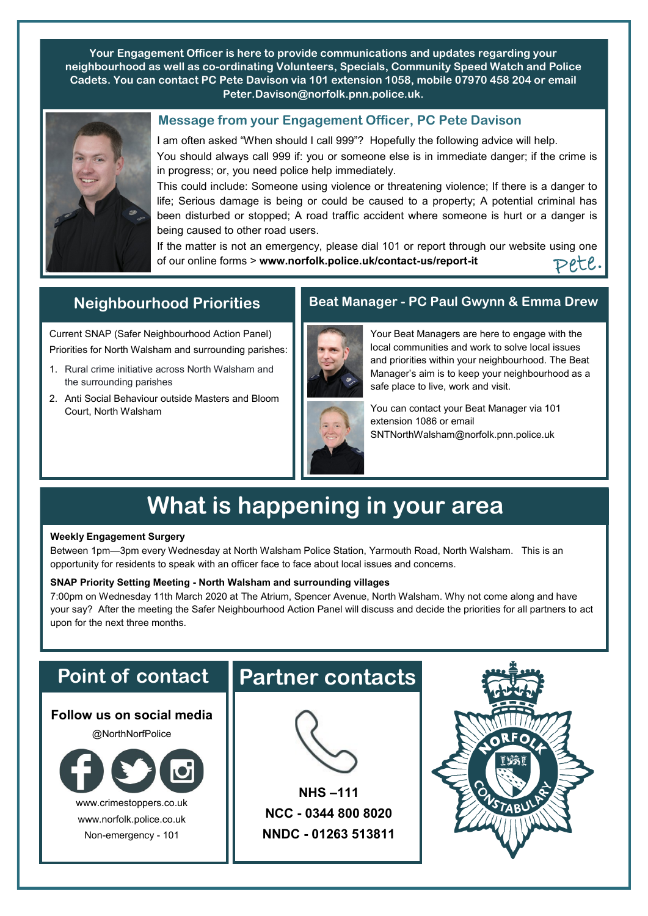**Your Engagement Officer is here to provide communications and updates regarding your neighbourhood as well as co-ordinating Volunteers, Specials, Community Speed Watch and Police Cadets. You can contact PC Pete Davison via 101 extension 1058, mobile 07970 458 204 or email Peter.Davison@norfolk.pnn.police.uk.**

## Message from your Engagement Officer, PC Pete Davison

I am often asked "When should I call 999"? Hopefully the following advice will help.

You should always call 999 if: you or someone else is in immediate danger; if the crime is in progress; or, you need police help immediately.

This could include: Someone using violence or threatening violence; If there is a danger to life; Serious damage is being or could be caused to a property; A potential criminal has been disturbed or stopped; A road traffic accident where someone is hurt or a danger is being caused to other road users.

If the matter is not an emergency, please dial 101 or report through our website using one of our online forms > **www.norfolk.police.uk/contact-us/report-it**

Pete.

## Neighbourhood Priorities

Current SNAP (Safer Neighbourhood Action Panel) Priorities for North Walsham and surrounding parishes:

1. Rural crime initiative across North Walsham and the surrounding parishes
2. Anti Social Behaviour outside Masters and Bloom Court, North Walsham

## Beat Manager - PC Paul Gwynn & Emma Drew

Your Beat Managers are here to engage with the local communities and work to solve local issues and priorities within your neighbourhood. The Beat Manager's aim is to keep your neighbourhood as a safe place to live, work and visit.

You can contact your Beat Manager via 101 extension 1086 or email SNTNorthWalsham@norfolk.pnn.police.uk

# What is happening in your area

**Weekly Engagement Surgery**

Between 1pm—3pm every Wednesday at North Walsham Police Station, Yarmouth Road, North Walsham. This is an opportunity for residents to speak with an officer face to face about local issues and concerns.

**SNAP Priority Setting Meeting - North Walsham and surrounding villages**

7:00pm on Wednesday 11th March 2020 at The Atrium, Spencer Avenue, North Walsham. Why not come along and have your say? After the meeting the Safer Neighbourhood Action Panel will discuss and decide the priorities for all partners to act upon for the next three months.

## Point of contact

**Follow us on social media**

@NorthNorfPolice

www.crimestoppers.co.uk

www.norfolk.police.co.uk

Non-emergency - 101

## Partner contacts

**NHS –111**

**NCC - 0344 800 8020**

**NNDC - 01263 513811**

NORFOLK CONSTABULARY